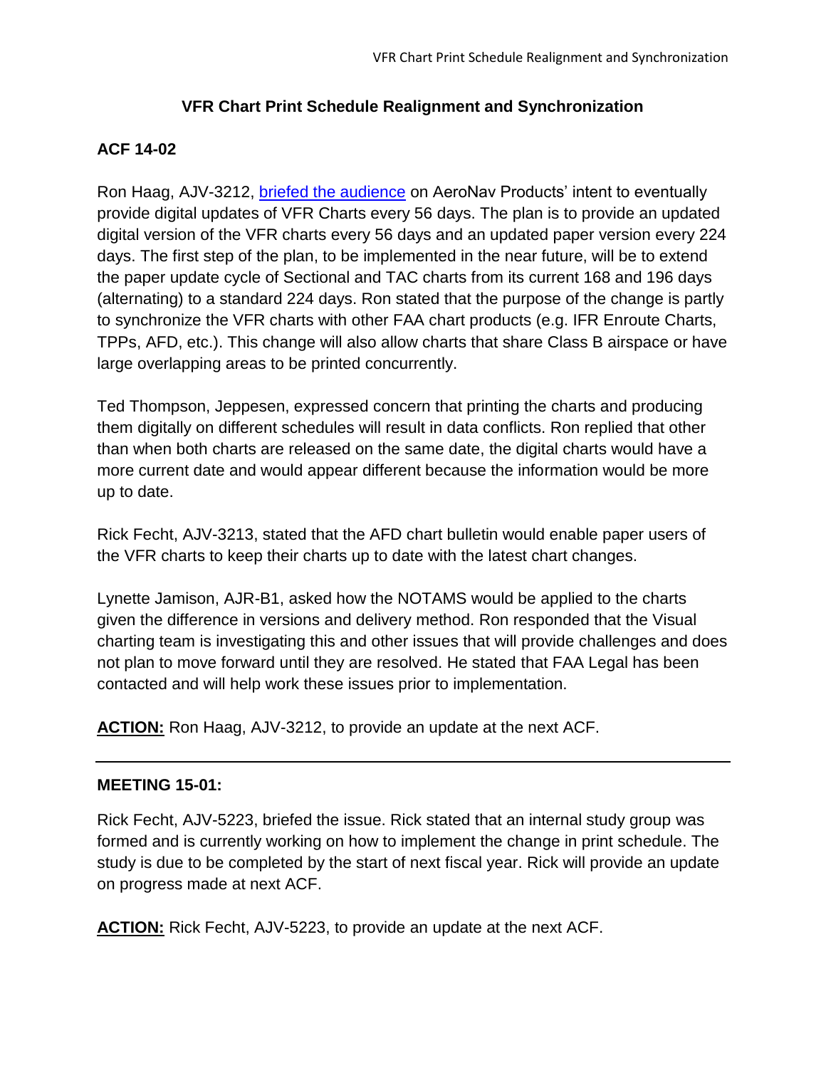# VFR Chart Print Schedule Realignment and Synchronization

## ACF 14-02

Ron Haag, AJV-3212, briefed the audience on AeroNav Products' intent to eventually provide digital updates of VFR Charts every 56 days. The plan is to provide an updated digital version of the VFR charts every 56 days and an updated paper version every 224 days. The first step of the plan, to be implemented in the near future, will be to extend the paper update cycle of Sectional and TAC charts from its current 168 and 196 days (alternating) to a standard 224 days. Ron stated that the purpose of the change is partly to synchronize the VFR charts with other FAA chart products (e.g. IFR Enroute Charts, TPPs, AFD, etc.). This change will also allow charts that share Class B airspace or have large overlapping areas to be printed concurrently.

Ted Thompson, Jeppesen, expressed concern that printing the charts and producing them digitally on different schedules will result in data conflicts. Ron replied that other than when both charts are released on the same date, the digital charts would have a more current date and would appear different because the information would be more up to date.

Rick Fecht, AJV-3213, stated that the AFD chart bulletin would enable paper users of the VFR charts to keep their charts up to date with the latest chart changes.

Lynette Jamison, AJR-B1, asked how the NOTAMS would be applied to the charts given the difference in versions and delivery method. Ron responded that the Visual charting team is investigating this and other issues that will provide challenges and does not plan to move forward until they are resolved. He stated that FAA Legal has been contacted and will help work these issues prior to implementation.

**ACTION:** Ron Haag, AJV-3212, to provide an update at the next ACF.

---

## MEETING 15-01:

Rick Fecht, AJV-5223, briefed the issue. Rick stated that an internal study group was formed and is currently working on how to implement the change in print schedule. The study is due to be completed by the start of next fiscal year. Rick will provide an update on progress made at next ACF.

**ACTION:** Rick Fecht, AJV-5223, to provide an update at the next ACF.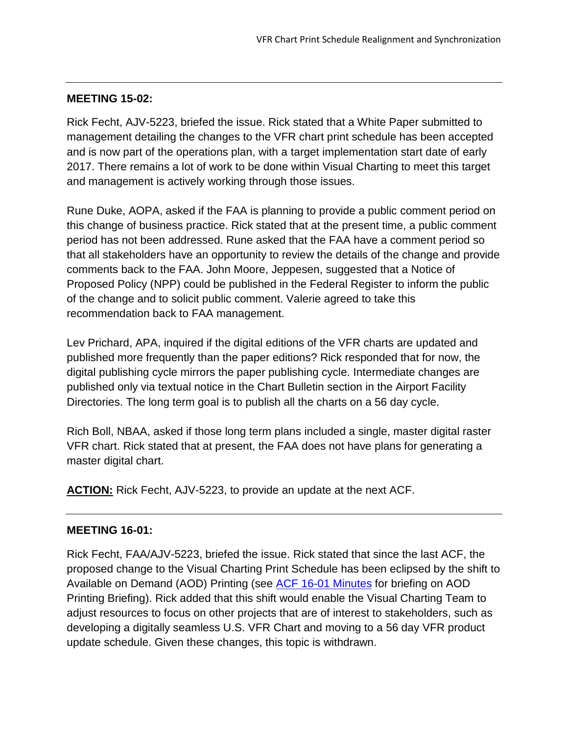---

**MEETING 15-02:**

Rick Fecht, AJV-5223, briefed the issue. Rick stated that a White Paper submitted to management detailing the changes to the VFR chart print schedule has been accepted and is now part of the operations plan, with a target implementation start date of early 2017. There remains a lot of work to be done within Visual Charting to meet this target and management is actively working through those issues.

Rune Duke, AOPA, asked if the FAA is planning to provide a public comment period on this change of business practice. Rick stated that at the present time, a public comment period has not been addressed. Rune asked that the FAA have a comment period so that all stakeholders have an opportunity to review the details of the change and provide comments back to the FAA. John Moore, Jeppesen, suggested that a Notice of Proposed Policy (NPP) could be published in the Federal Register to inform the public of the change and to solicit public comment. Valerie agreed to take this recommendation back to FAA management.

Lev Prichard, APA, inquired if the digital editions of the VFR charts are updated and published more frequently than the paper editions? Rick responded that for now, the digital publishing cycle mirrors the paper publishing cycle. Intermediate changes are published only via textual notice in the Chart Bulletin section in the Airport Facility Directories. The long term goal is to publish all the charts on a 56 day cycle.

Rich Boll, NBAA, asked if those long term plans included a single, master digital raster VFR chart. Rick stated that at present, the FAA does not have plans for generating a master digital chart.

**ACTION:** Rick Fecht, AJV-5223, to provide an update at the next ACF.

---

**MEETING 16-01:**

Rick Fecht, FAA/AJV-5223, briefed the issue. Rick stated that since the last ACF, the proposed change to the Visual Charting Print Schedule has been eclipsed by the shift to Available on Demand (AOD) Printing (see ACF 16-01 Minutes for briefing on AOD Printing Briefing). Rick added that this shift would enable the Visual Charting Team to adjust resources to focus on other projects that are of interest to stakeholders, such as developing a digitally seamless U.S. VFR Chart and moving to a 56 day VFR product update schedule. Given these changes, this topic is withdrawn.